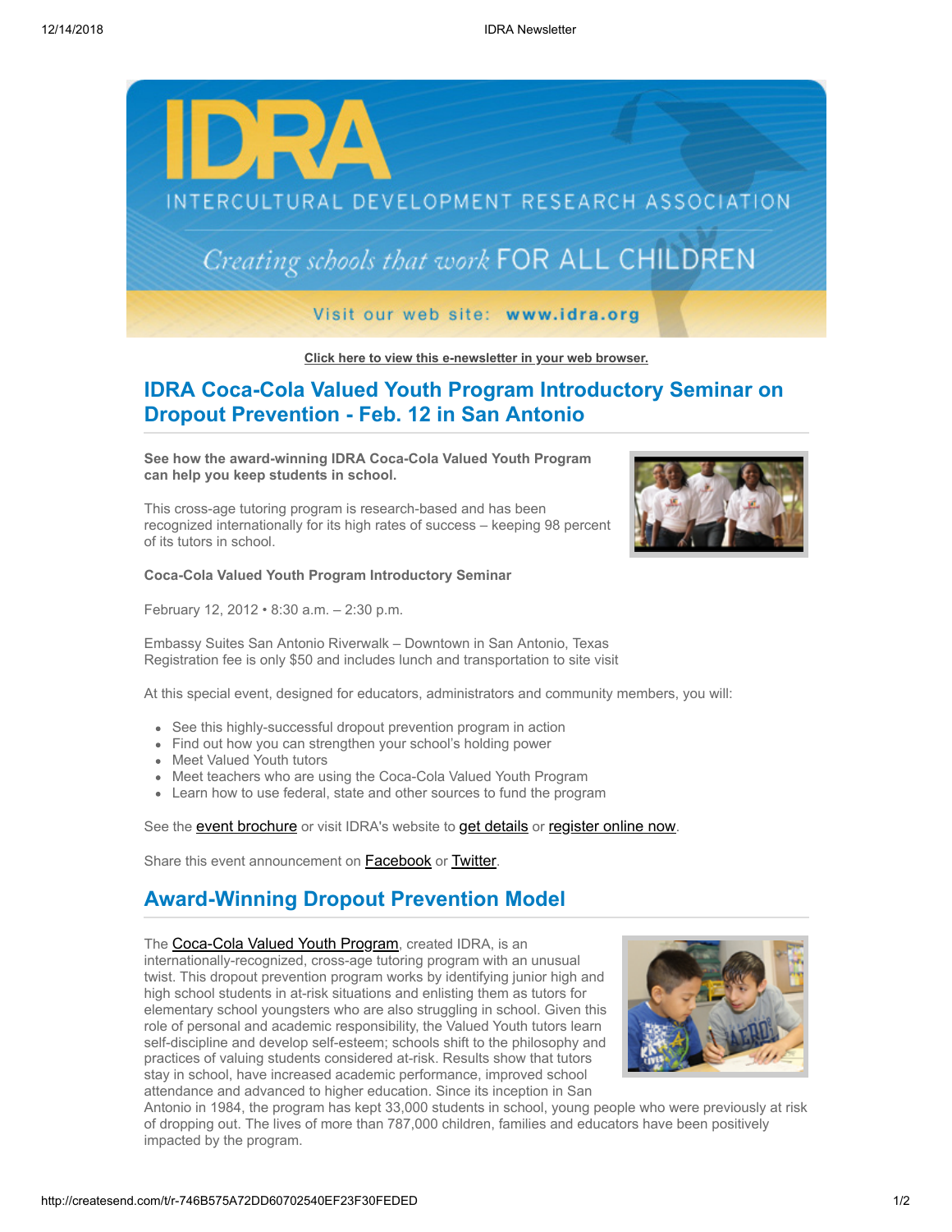IDRA
INTERCULTURAL DEVELOPMENT RESEARCH ASSOCIATION

*Creating schools that work* FOR ALL CHILDREN

Visit our web site: **www.idra.org**

**Click here to view this e-newsletter in your web browser.**

## IDRA Coca-Cola Valued Youth Program Introductory Seminar on Dropout Prevention - Feb. 12 in San Antonio

**See how the award-winning IDRA Coca-Cola Valued Youth Program can help you keep students in school.**

This cross-age tutoring program is research-based and has been recognized internationally for its high rates of success – keeping 98 percent of its tutors in school.

**Coca-Cola Valued Youth Program Introductory Seminar**

February 12, 2012 • 8:30 a.m. – 2:30 p.m.

Embassy Suites San Antonio Riverwalk – Downtown in San Antonio, Texas
Registration fee is only $50 and includes lunch and transportation to site visit

At this special event, designed for educators, administrators and community members, you will:

- See this highly-successful dropout prevention program in action
- Find out how you can strengthen your school's holding power
- Meet Valued Youth tutors
- Meet teachers who are using the Coca-Cola Valued Youth Program
- Learn how to use federal, state and other sources to fund the program

See the event brochure or visit IDRA's website to get details or register online now.

Share this event announcement on Facebook or Twitter.

## Award-Winning Dropout Prevention Model

The Coca-Cola Valued Youth Program, created IDRA, is an internationally-recognized, cross-age tutoring program with an unusual twist. This dropout prevention program works by identifying junior high and high school students in at-risk situations and enlisting them as tutors for elementary school youngsters who are also struggling in school. Given this role of personal and academic responsibility, the Valued Youth tutors learn self-discipline and develop self-esteem; schools shift to the philosophy and practices of valuing students considered at-risk. Results show that tutors stay in school, have increased academic performance, improved school attendance and advanced to higher education. Since its inception in San Antonio in 1984, the program has kept 33,000 students in school, young people who were previously at risk of dropping out. The lives of more than 787,000 children, families and educators have been positively impacted by the program.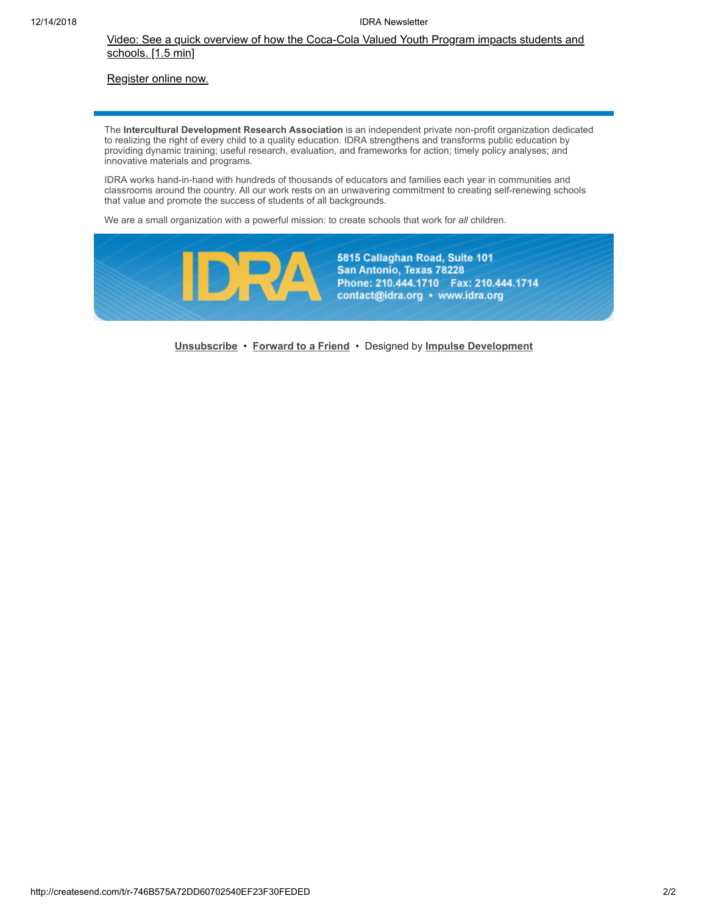Video: See a quick overview of how the Coca-Cola Valued Youth Program impacts students and schools. [1.5 min]

Register online now.

The **Intercultural Development Research Association** is an independent private non-profit organization dedicated to realizing the right of every child to a quality education. IDRA strengthens and transforms public education by providing dynamic training; useful research, evaluation, and frameworks for action; timely policy analyses; and innovative materials and programs.

IDRA works hand-in-hand with hundreds of thousands of educators and families each year in communities and classrooms around the country. All our work rests on an unwavering commitment to creating self-renewing schools that value and promote the success of students of all backgrounds.

We are a small organization with a powerful mission: to create schools that work for *all* children.

IDRA

5815 Callaghan Road, Suite 101
San Antonio, Texas 78228
Phone: 210.444.1710 Fax: 210.444.1714
contact@idra.org • www.idra.org

**Unsubscribe** • **Forward to a Friend** • Designed by **Impulse Development**